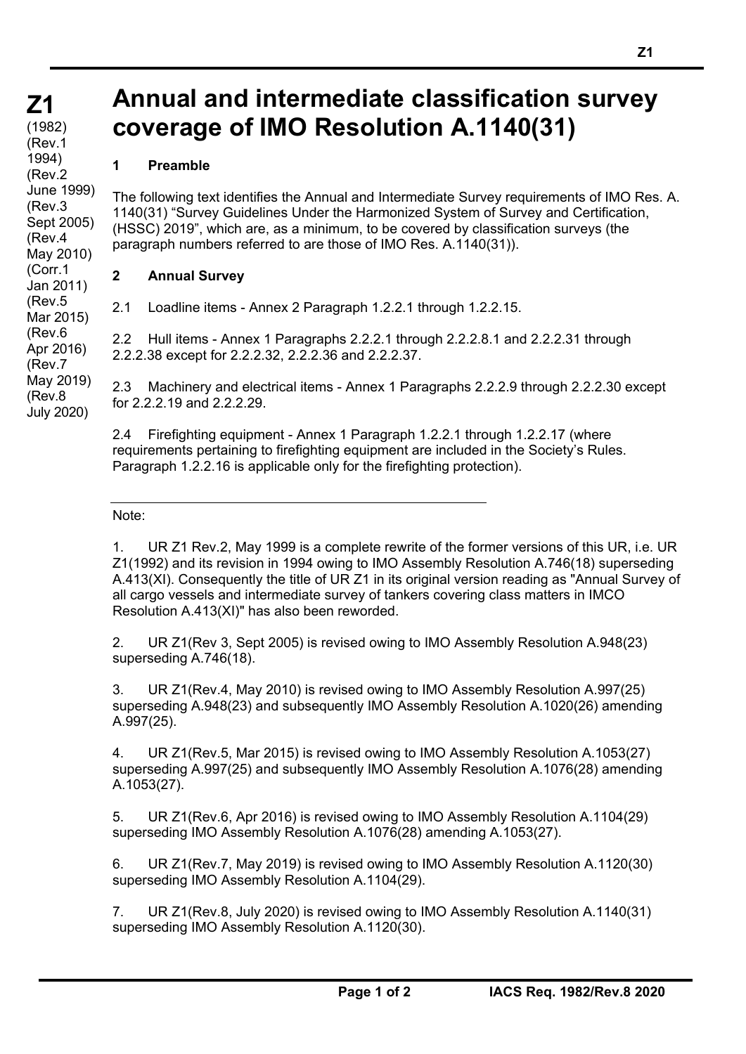# Z1

(1982)
(Rev.1 1994)
(Rev.2 June 1999)
(Rev.3 Sept 2005)
(Rev.4 May 2010)
(Corr.1 Jan 2011)
(Rev.5 Mar 2015)
(Rev.6 Apr 2016)
(Rev.7 May 2019)
(Rev.8 July 2020)

# Annual and intermediate classification survey coverage of IMO Resolution A.1140(31)

## 1 Preamble

The following text identifies the Annual and Intermediate Survey requirements of IMO Res. A. 1140(31) "Survey Guidelines Under the Harmonized System of Survey and Certification, (HSSC) 2019", which are, as a minimum, to be covered by classification surveys (the paragraph numbers referred to are those of IMO Res. A.1140(31)).

## 2 Annual Survey

2.1 Loadline items - Annex 2 Paragraph 1.2.2.1 through 1.2.2.15.

2.2 Hull items - Annex 1 Paragraphs 2.2.2.1 through 2.2.2.8.1 and 2.2.2.31 through 2.2.2.38 except for 2.2.2.32, 2.2.2.36 and 2.2.2.37.

2.3 Machinery and electrical items - Annex 1 Paragraphs 2.2.2.9 through 2.2.2.30 except for 2.2.2.19 and 2.2.2.29.

2.4 Firefighting equipment - Annex 1 Paragraph 1.2.2.1 through 1.2.2.17 (where requirements pertaining to firefighting equipment are included in the Society's Rules. Paragraph 1.2.2.16 is applicable only for the firefighting protection).

---

Note:

1. UR Z1 Rev.2, May 1999 is a complete rewrite of the former versions of this UR, i.e. UR Z1(1992) and its revision in 1994 owing to IMO Assembly Resolution A.746(18) superseding A.413(XI). Consequently the title of UR Z1 in its original version reading as "Annual Survey of all cargo vessels and intermediate survey of tankers covering class matters in IMCO Resolution A.413(XI)" has also been reworded.

2. UR Z1(Rev 3, Sept 2005) is revised owing to IMO Assembly Resolution A.948(23) superseding A.746(18).

3. UR Z1(Rev.4, May 2010) is revised owing to IMO Assembly Resolution A.997(25) superseding A.948(23) and subsequently IMO Assembly Resolution A.1020(26) amending A.997(25).

4. UR Z1(Rev.5, Mar 2015) is revised owing to IMO Assembly Resolution A.1053(27) superseding A.997(25) and subsequently IMO Assembly Resolution A.1076(28) amending A.1053(27).

5. UR Z1(Rev.6, Apr 2016) is revised owing to IMO Assembly Resolution A.1104(29) superseding IMO Assembly Resolution A.1076(28) amending A.1053(27).

6. UR Z1(Rev.7, May 2019) is revised owing to IMO Assembly Resolution A.1120(30) superseding IMO Assembly Resolution A.1104(29).

7. UR Z1(Rev.8, July 2020) is revised owing to IMO Assembly Resolution A.1140(31) superseding IMO Assembly Resolution A.1120(30).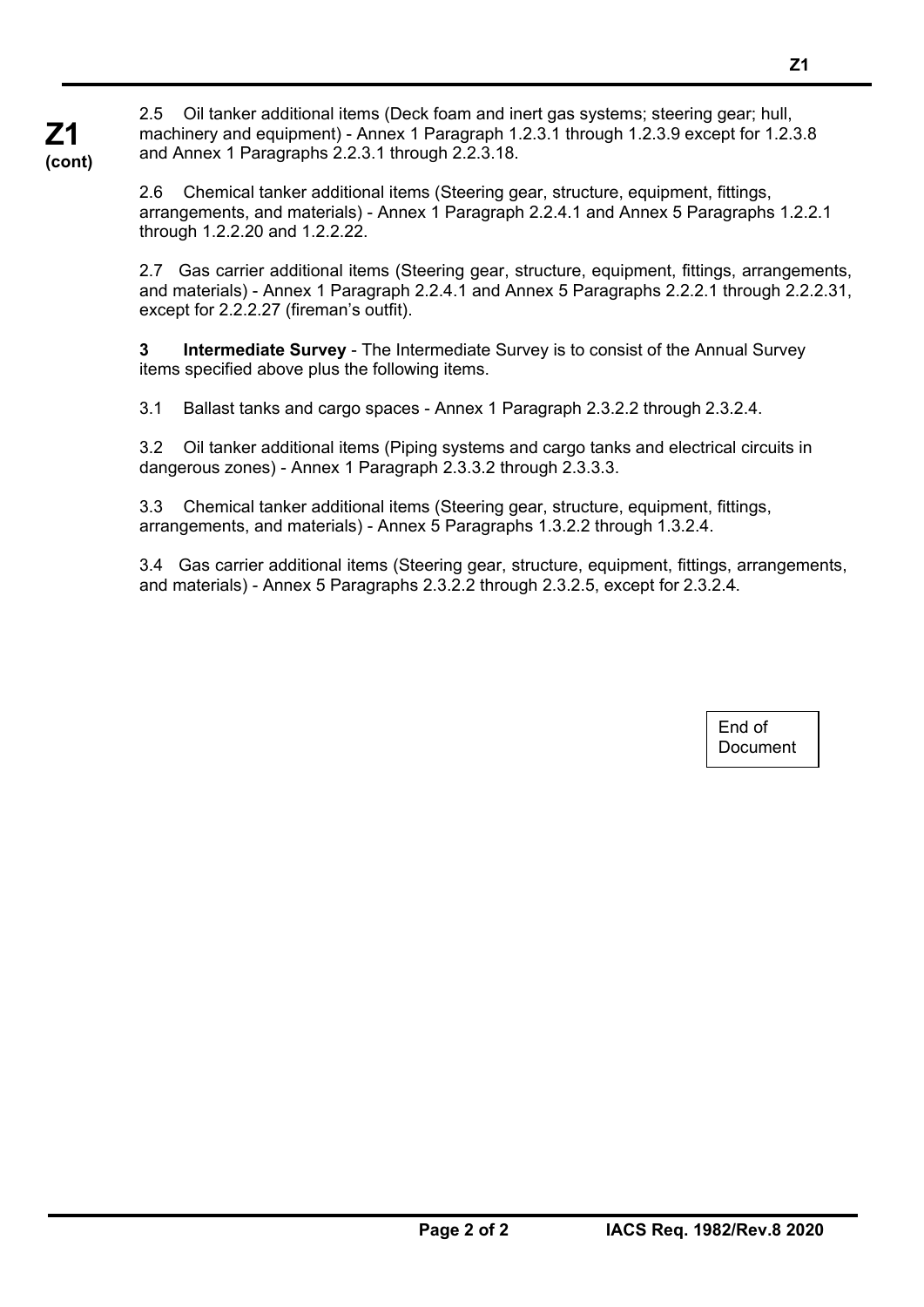2.5 Oil tanker additional items (Deck foam and inert gas systems; steering gear; hull, machinery and equipment) - Annex 1 Paragraph 1.2.3.1 through 1.2.3.9 except for 1.2.3.8 and Annex 1 Paragraphs 2.2.3.1 through 2.2.3.18.

2.6 Chemical tanker additional items (Steering gear, structure, equipment, fittings, arrangements, and materials) - Annex 1 Paragraph 2.2.4.1 and Annex 5 Paragraphs 1.2.2.1 through 1.2.2.20 and 1.2.2.22.

2.7 Gas carrier additional items (Steering gear, structure, equipment, fittings, arrangements, and materials) - Annex 1 Paragraph 2.2.4.1 and Annex 5 Paragraphs 2.2.2.1 through 2.2.2.31, except for 2.2.2.27 (fireman's outfit).

**3 Intermediate Survey** - The Intermediate Survey is to consist of the Annual Survey items specified above plus the following items.

3.1 Ballast tanks and cargo spaces - Annex 1 Paragraph 2.3.2.2 through 2.3.2.4.

3.2 Oil tanker additional items (Piping systems and cargo tanks and electrical circuits in dangerous zones) - Annex 1 Paragraph 2.3.3.2 through 2.3.3.3.

3.3 Chemical tanker additional items (Steering gear, structure, equipment, fittings, arrangements, and materials) - Annex 5 Paragraphs 1.3.2.2 through 1.3.2.4.

3.4 Gas carrier additional items (Steering gear, structure, equipment, fittings, arrangements, and materials) - Annex 5 Paragraphs 2.3.2.2 through 2.3.2.5, except for 2.3.2.4.

End of Document